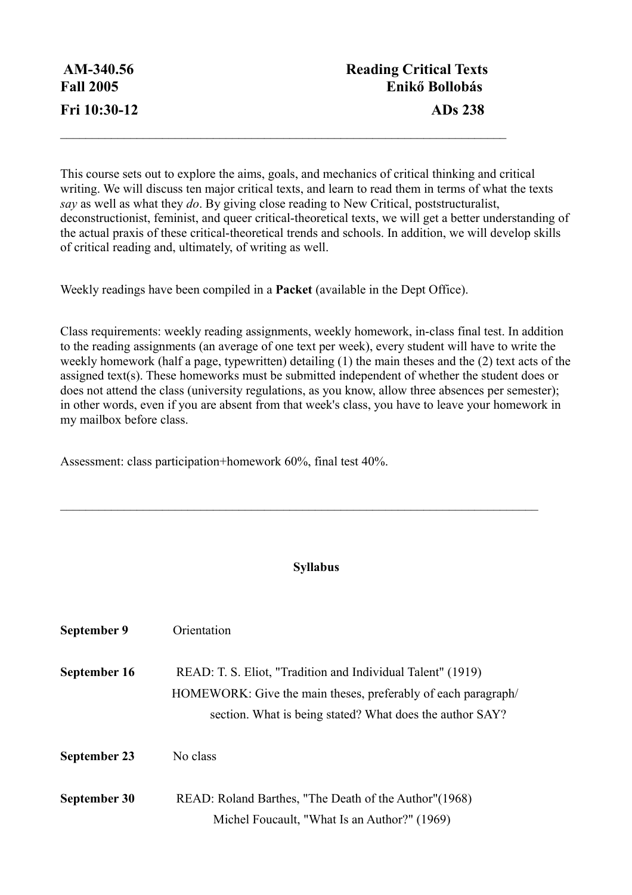**AM-340.56** **Reading Critical Texts**

**Fall 2005** **Enikő Bollobás**

**Fri 10:30-12** **ADs 238**

---

This course sets out to explore the aims, goals, and mechanics of critical thinking and critical writing. We will discuss ten major critical texts, and learn to read them in terms of what the texts *say* as well as what they *do*. By giving close reading to New Critical, poststructuralist, deconstructionist, feminist, and queer critical-theoretical texts, we will get a better understanding of the actual praxis of these critical-theoretical trends and schools. In addition, we will develop skills of critical reading and, ultimately, of writing as well.

Weekly readings have been compiled in a **Packet** (available in the Dept Office).

Class requirements: weekly reading assignments, weekly homework, in-class final test. In addition to the reading assignments (an average of one text per week), every student will have to write the weekly homework (half a page, typewritten) detailing (1) the main theses and the (2) text acts of the assigned text(s). These homeworks must be submitted independent of whether the student does or does not attend the class (university regulations, as you know, allow three absences per semester); in other words, even if you are absent from that week's class, you have to leave your homework in my mailbox before class.

Assessment: class participation+homework 60%, final test 40%.

---

**Syllabus**

**September 9** Orientation

**September 16** READ: T. S. Eliot, "Tradition and Individual Talent" (1919)
HOMEWORK: Give the main theses, preferably of each paragraph/ section. What is being stated? What does the author SAY?

**September 23** No class

**September 30** READ: Roland Barthes, "The Death of the Author"(1968)
Michel Foucault, "What Is an Author?" (1969)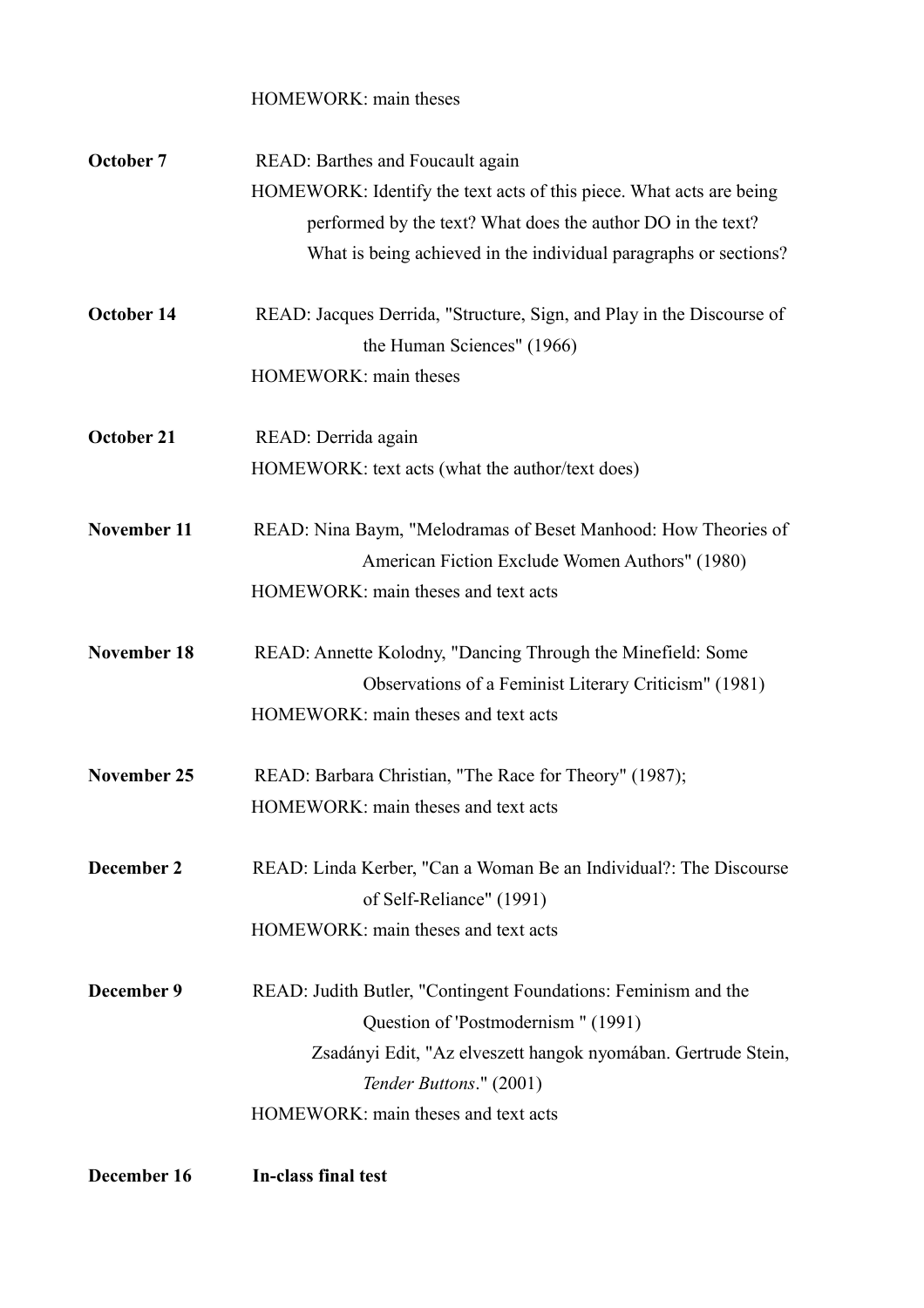HOMEWORK: main theses

**October 7** READ: Barthes and Foucault again
HOMEWORK: Identify the text acts of this piece. What acts are being performed by the text? What does the author DO in the text? What is being achieved in the individual paragraphs or sections?

**October 14** READ: Jacques Derrida, "Structure, Sign, and Play in the Discourse of the Human Sciences" (1966)
HOMEWORK: main theses

**October 21** READ: Derrida again
HOMEWORK: text acts (what the author/text does)

**November 11** READ: Nina Baym, "Melodramas of Beset Manhood: How Theories of American Fiction Exclude Women Authors" (1980)
HOMEWORK: main theses and text acts

**November 18** READ: Annette Kolodny, "Dancing Through the Minefield: Some Observations of a Feminist Literary Criticism" (1981)
HOMEWORK: main theses and text acts

**November 25** READ: Barbara Christian, "The Race for Theory" (1987);
HOMEWORK: main theses and text acts

**December 2** READ: Linda Kerber, "Can a Woman Be an Individual?: The Discourse of Self-Reliance" (1991)
HOMEWORK: main theses and text acts

**December 9** READ: Judith Butler, "Contingent Foundations: Feminism and the Question of 'Postmodernism " (1991)
Zsadányi Edit, "Az elveszett hangok nyomában. Gertrude Stein, *Tender Buttons*." (2001)
HOMEWORK: main theses and text acts

**December 16** **In-class final test**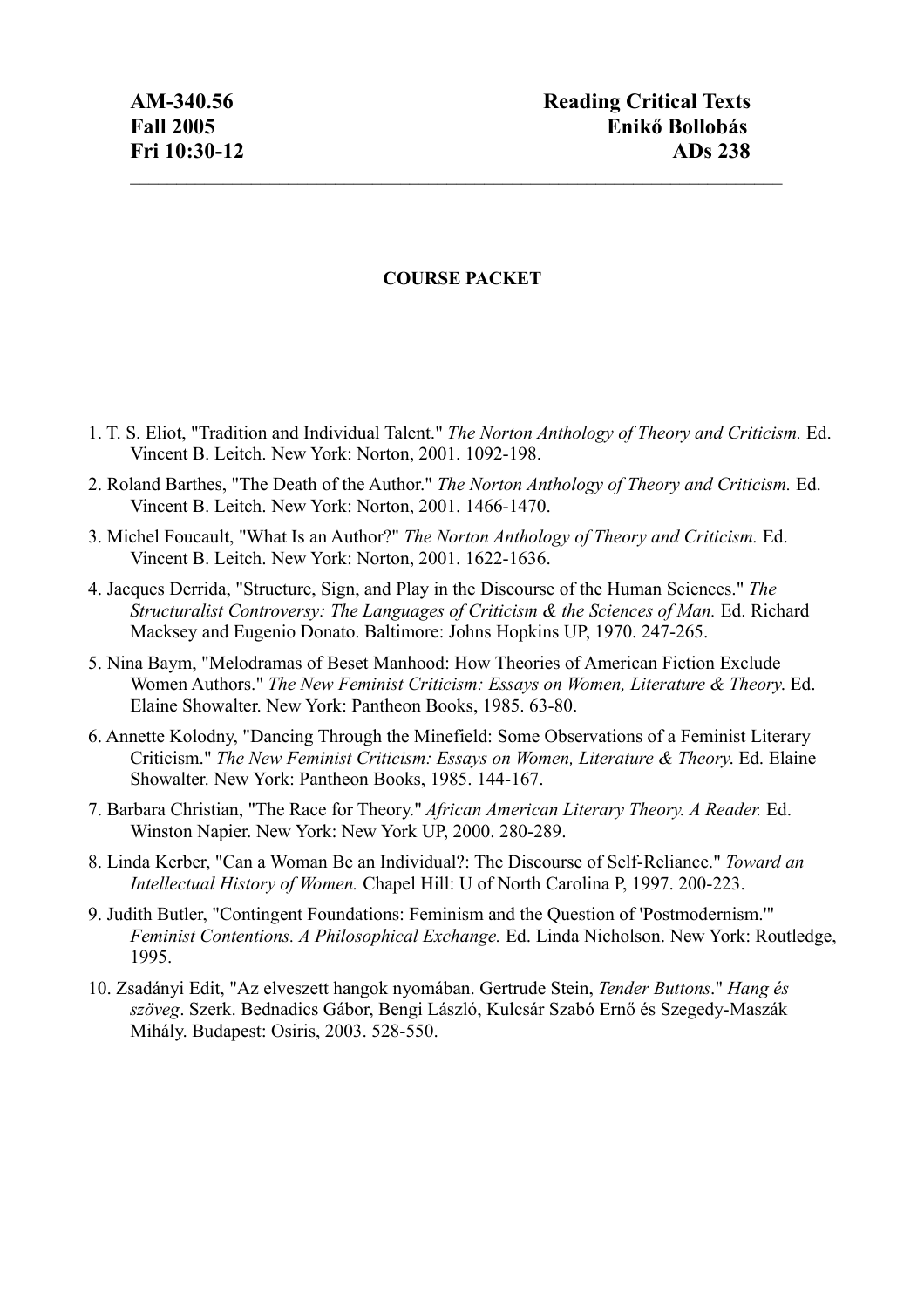**AM-340.56** **Reading Critical Texts**
**Fall 2005** **Enikő Bollobás**
**Fri 10:30-12** **ADs 238**

---

**COURSE PACKET**

1. T. S. Eliot, "Tradition and Individual Talent." *The Norton Anthology of Theory and Criticism.* Ed. Vincent B. Leitch. New York: Norton, 2001. 1092-198.
2. Roland Barthes, "The Death of the Author." *The Norton Anthology of Theory and Criticism.* Ed. Vincent B. Leitch. New York: Norton, 2001. 1466-1470.
3. Michel Foucault, "What Is an Author?" *The Norton Anthology of Theory and Criticism.* Ed. Vincent B. Leitch. New York: Norton, 2001. 1622-1636.
4. Jacques Derrida, "Structure, Sign, and Play in the Discourse of the Human Sciences." *The Structuralist Controversy: The Languages of Criticism & the Sciences of Man.* Ed. Richard Macksey and Eugenio Donato. Baltimore: Johns Hopkins UP, 1970. 247-265.
5. Nina Baym, "Melodramas of Beset Manhood: How Theories of American Fiction Exclude Women Authors." *The New Feminist Criticism: Essays on Women, Literature & Theory*. Ed. Elaine Showalter. New York: Pantheon Books, 1985. 63-80.
6. Annette Kolodny, "Dancing Through the Minefield: Some Observations of a Feminist Literary Criticism." *The New Feminist Criticism: Essays on Women, Literature & Theory.* Ed. Elaine Showalter. New York: Pantheon Books, 1985. 144-167.
7. Barbara Christian, "The Race for Theory." *African American Literary Theory. A Reader.* Ed. Winston Napier. New York: New York UP, 2000. 280-289.
8. Linda Kerber, "Can a Woman Be an Individual?: The Discourse of Self-Reliance." *Toward an Intellectual History of Women.* Chapel Hill: U of North Carolina P, 1997. 200-223.
9. Judith Butler, "Contingent Foundations: Feminism and the Question of 'Postmodernism.'" *Feminist Contentions. A Philosophical Exchange.* Ed. Linda Nicholson. New York: Routledge, 1995.
10. Zsadányi Edit, "Az elveszett hangok nyomában. Gertrude Stein, *Tender Buttons*." *Hang és szöveg*. Szerk. Bednadics Gábor, Bengi László, Kulcsár Szabó Ernő és Szegedy-Maszák Mihály. Budapest: Osiris, 2003. 528-550.